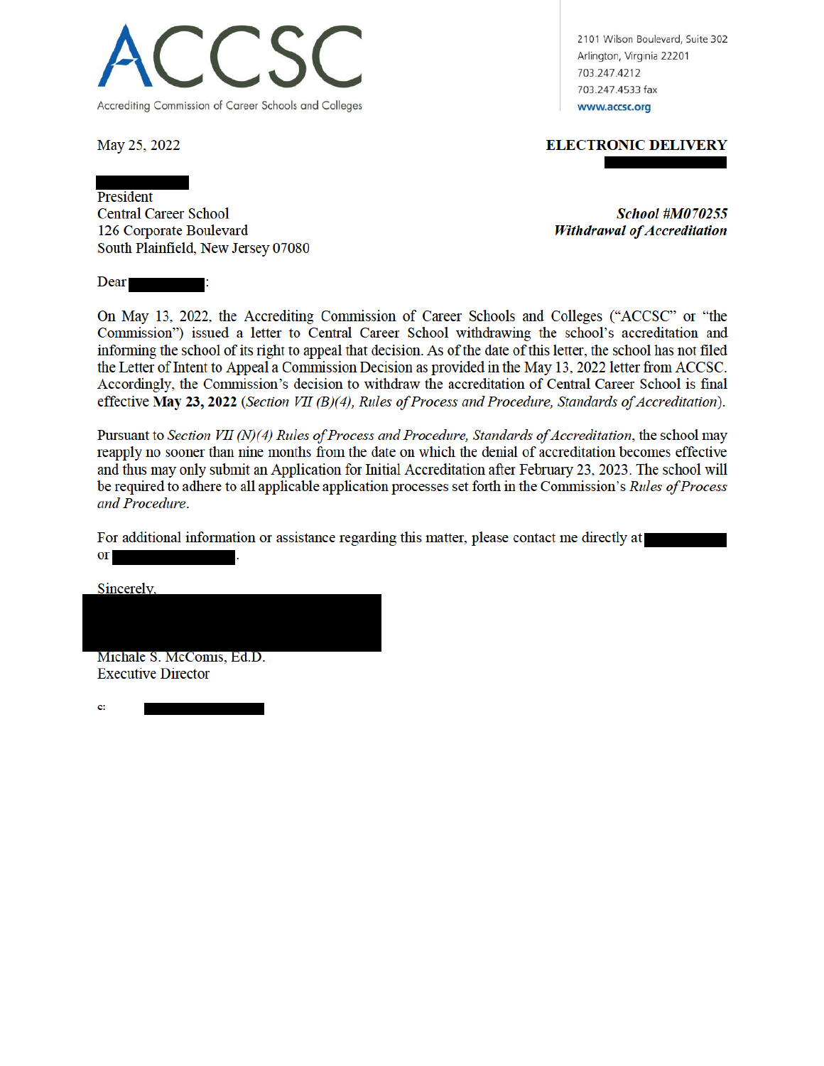ACCSC

Accrediting Commission of Career Schools and Colleges

2101 Wilson Boulevard, Suite 302
Arlington, Virginia 22201
703.247.4212
703.247.4533 fax
www.accsc.org

May 25, 2022

**ELECTRONIC DELIVERY**

President
Central Career School
126 Corporate Boulevard
South Plainfield, New Jersey 07080

***School #M070255***
***Withdrawal of Accreditation***

Dear :

On May 13, 2022, the Accrediting Commission of Career Schools and Colleges ("ACCSC" or "the Commission") issued a letter to Central Career School withdrawing the school's accreditation and informing the school of its right to appeal that decision. As of the date of this letter, the school has not filed the Letter of Intent to Appeal a Commission Decision as provided in the May 13, 2022 letter from ACCSC. Accordingly, the Commission's decision to withdraw the accreditation of Central Career School is final effective **May 23, 2022** (*Section VII (B)(4), Rules of Process and Procedure, Standards of Accreditation*).

Pursuant to *Section VII (N)(4) Rules of Process and Procedure, Standards of Accreditation*, the school may reapply no sooner than nine months from the date on which the denial of accreditation becomes effective and thus may only submit an Application for Initial Accreditation after February 23, 2023. The school will be required to adhere to all applicable application processes set forth in the Commission's *Rules of Process and Procedure*.

For additional information or assistance regarding this matter, please contact me directly at or .

Sincerely,

Michale S. McComis, Ed.D.
Executive Director

c: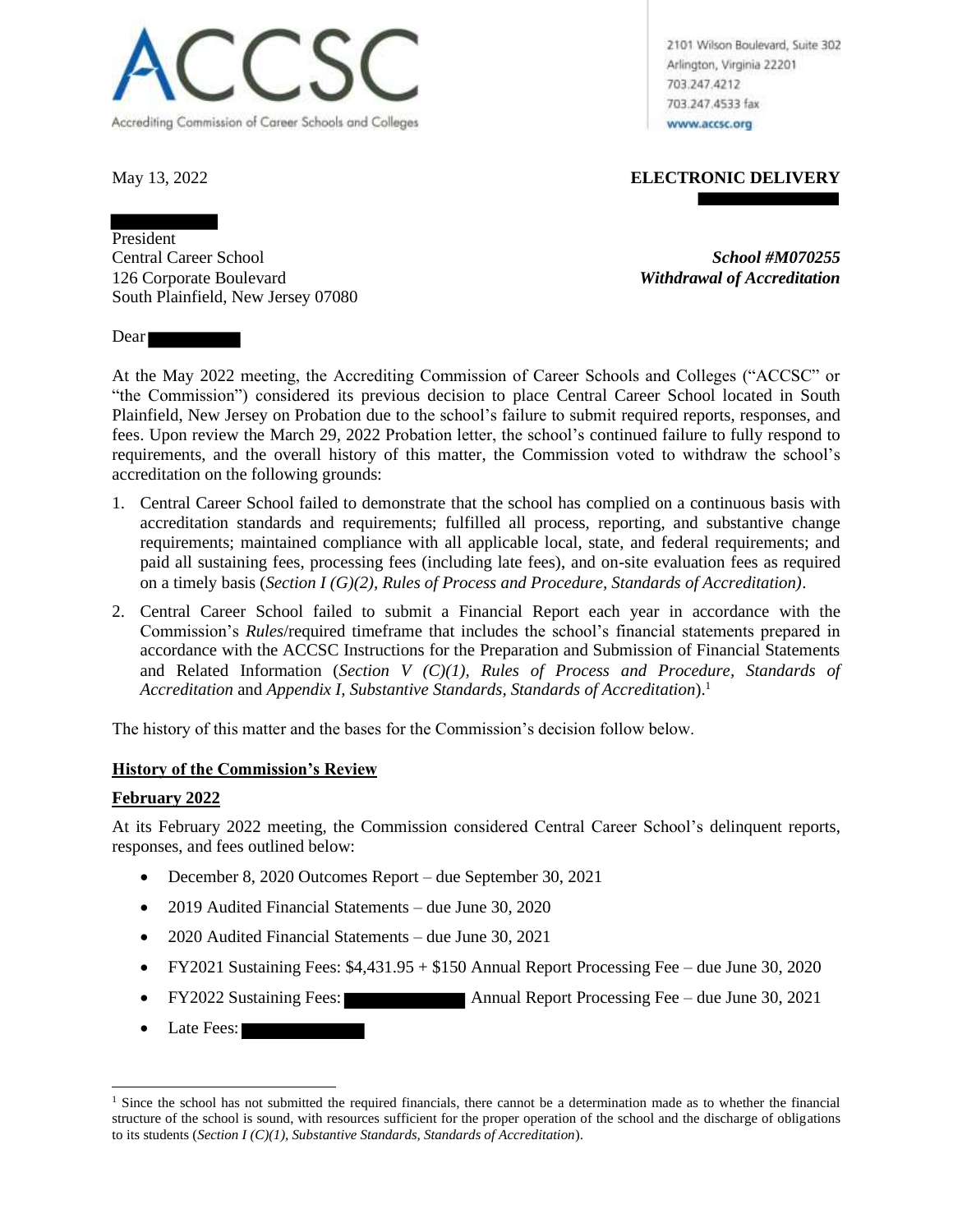ACCSC

Accrediting Commission of Career Schools and Colleges

2101 Wilson Boulevard, Suite 302
Arlington, Virginia 22201
703.247.4212
703.247.4533 fax
www.accsc.org

May 13, 2022

**ELECTRONIC DELIVERY**

President
Central Career School
126 Corporate Boulevard
South Plainfield, New Jersey 07080

***School #M070255***
***Withdrawal of Accreditation***

Dear

At the May 2022 meeting, the Accrediting Commission of Career Schools and Colleges ("ACCSC" or "the Commission") considered its previous decision to place Central Career School located in South Plainfield, New Jersey on Probation due to the school's failure to submit required reports, responses, and fees. Upon review the March 29, 2022 Probation letter, the school's continued failure to fully respond to requirements, and the overall history of this matter, the Commission voted to withdraw the school's accreditation on the following grounds:

1. Central Career School failed to demonstrate that the school has complied on a continuous basis with accreditation standards and requirements; fulfilled all process, reporting, and substantive change requirements; maintained compliance with all applicable local, state, and federal requirements; and paid all sustaining fees, processing fees (including late fees), and on-site evaluation fees as required on a timely basis (*Section I (G)(2), Rules of Process and Procedure, Standards of Accreditation)*.
2. Central Career School failed to submit a Financial Report each year in accordance with the Commission's *Rules*/required timeframe that includes the school's financial statements prepared in accordance with the ACCSC Instructions for the Preparation and Submission of Financial Statements and Related Information (*Section V (C)(1), Rules of Process and Procedure, Standards of Accreditation* and *Appendix I, Substantive Standards, Standards of Accreditation*).[1]

The history of this matter and the bases for the Commission's decision follow below.

**History of the Commission's Review**

**February 2022**

At its February 2022 meeting, the Commission considered Central Career School's delinquent reports, responses, and fees outlined below:

- December 8, 2020 Outcomes Report – due September 30, 2021
- 2019 Audited Financial Statements – due June 30, 2020
- 2020 Audited Financial Statements – due June 30, 2021
- FY2021 Sustaining Fees: $4,431.95 + $150 Annual Report Processing Fee – due June 30, 2020
- FY2022 Sustaining Fees: Annual Report Processing Fee – due June 30, 2021
- Late Fees:

[1] Since the school has not submitted the required financials, there cannot be a determination made as to whether the financial structure of the school is sound, with resources sufficient for the proper operation of the school and the discharge of obligations to its students (*Section I (C)(1), Substantive Standards, Standards of Accreditation*).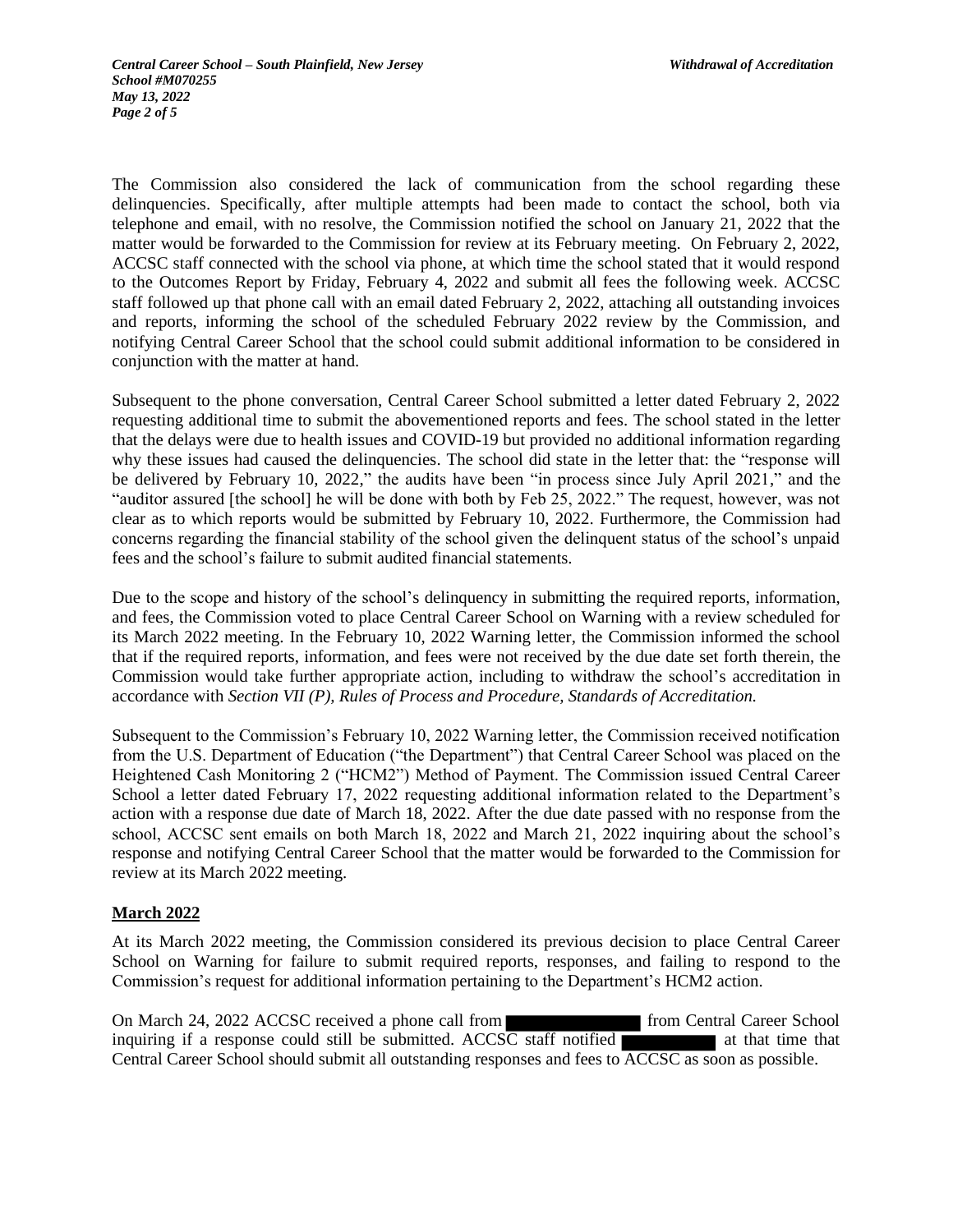The Commission also considered the lack of communication from the school regarding these delinquencies. Specifically, after multiple attempts had been made to contact the school, both via telephone and email, with no resolve, the Commission notified the school on January 21, 2022 that the matter would be forwarded to the Commission for review at its February meeting. On February 2, 2022, ACCSC staff connected with the school via phone, at which time the school stated that it would respond to the Outcomes Report by Friday, February 4, 2022 and submit all fees the following week. ACCSC staff followed up that phone call with an email dated February 2, 2022, attaching all outstanding invoices and reports, informing the school of the scheduled February 2022 review by the Commission, and notifying Central Career School that the school could submit additional information to be considered in conjunction with the matter at hand.

Subsequent to the phone conversation, Central Career School submitted a letter dated February 2, 2022 requesting additional time to submit the abovementioned reports and fees. The school stated in the letter that the delays were due to health issues and COVID-19 but provided no additional information regarding why these issues had caused the delinquencies. The school did state in the letter that: the "response will be delivered by February 10, 2022," the audits have been "in process since July April 2021," and the "auditor assured [the school] he will be done with both by Feb 25, 2022." The request, however, was not clear as to which reports would be submitted by February 10, 2022. Furthermore, the Commission had concerns regarding the financial stability of the school given the delinquent status of the school's unpaid fees and the school's failure to submit audited financial statements.

Due to the scope and history of the school's delinquency in submitting the required reports, information, and fees, the Commission voted to place Central Career School on Warning with a review scheduled for its March 2022 meeting. In the February 10, 2022 Warning letter, the Commission informed the school that if the required reports, information, and fees were not received by the due date set forth therein, the Commission would take further appropriate action, including to withdraw the school's accreditation in accordance with *Section VII (P), Rules of Process and Procedure, Standards of Accreditation.*

Subsequent to the Commission's February 10, 2022 Warning letter, the Commission received notification from the U.S. Department of Education ("the Department") that Central Career School was placed on the Heightened Cash Monitoring 2 ("HCM2") Method of Payment. The Commission issued Central Career School a letter dated February 17, 2022 requesting additional information related to the Department's action with a response due date of March 18, 2022. After the due date passed with no response from the school, ACCSC sent emails on both March 18, 2022 and March 21, 2022 inquiring about the school's response and notifying Central Career School that the matter would be forwarded to the Commission for review at its March 2022 meeting.

**March 2022**

At its March 2022 meeting, the Commission considered its previous decision to place Central Career School on Warning for failure to submit required reports, responses, and failing to respond to the Commission's request for additional information pertaining to the Department's HCM2 action.

On March 24, 2022 ACCSC received a phone call from [REDACTED] from Central Career School inquiring if a response could still be submitted. ACCSC staff notified [REDACTED] at that time that Central Career School should submit all outstanding responses and fees to ACCSC as soon as possible.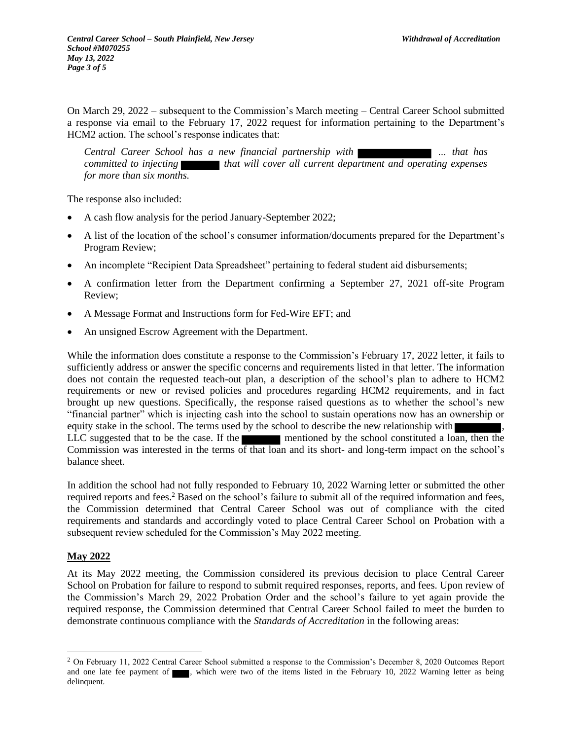On March 29, 2022 – subsequent to the Commission's March meeting – Central Career School submitted a response via email to the February 17, 2022 request for information pertaining to the Department's HCM2 action. The school's response indicates that:

> *Central Career School has a new financial partnership with ... that has committed to injecting that will cover all current department and operating expenses for more than six months.*

The response also included:

- A cash flow analysis for the period January-September 2022;
- A list of the location of the school's consumer information/documents prepared for the Department's Program Review;
- An incomplete "Recipient Data Spreadsheet" pertaining to federal student aid disbursements;
- A confirmation letter from the Department confirming a September 27, 2021 off-site Program Review;
- A Message Format and Instructions form for Fed-Wire EFT; and
- An unsigned Escrow Agreement with the Department.

While the information does constitute a response to the Commission's February 17, 2022 letter, it fails to sufficiently address or answer the specific concerns and requirements listed in that letter. The information does not contain the requested teach-out plan, a description of the school's plan to adhere to HCM2 requirements or new or revised policies and procedures regarding HCM2 requirements, and in fact brought up new questions. Specifically, the response raised questions as to whether the school's new "financial partner" which is injecting cash into the school to sustain operations now has an ownership or equity stake in the school. The terms used by the school to describe the new relationship with , LLC suggested that to be the case. If the mentioned by the school constituted a loan, then the Commission was interested in the terms of that loan and its short- and long-term impact on the school's balance sheet.

In addition the school had not fully responded to February 10, 2022 Warning letter or submitted the other required reports and fees.[2] Based on the school's failure to submit all of the required information and fees, the Commission determined that Central Career School was out of compliance with the cited requirements and standards and accordingly voted to place Central Career School on Probation with a subsequent review scheduled for the Commission's May 2022 meeting.

## May 2022

At its May 2022 meeting, the Commission considered its previous decision to place Central Career School on Probation for failure to respond to submit required responses, reports, and fees. Upon review of the Commission's March 29, 2022 Probation Order and the school's failure to yet again provide the required response, the Commission determined that Central Career School failed to meet the burden to demonstrate continuous compliance with the *Standards of Accreditation* in the following areas:

[2] On February 11, 2022 Central Career School submitted a response to the Commission's December 8, 2020 Outcomes Report and one late fee payment of , which were two of the items listed in the February 10, 2022 Warning letter as being delinquent.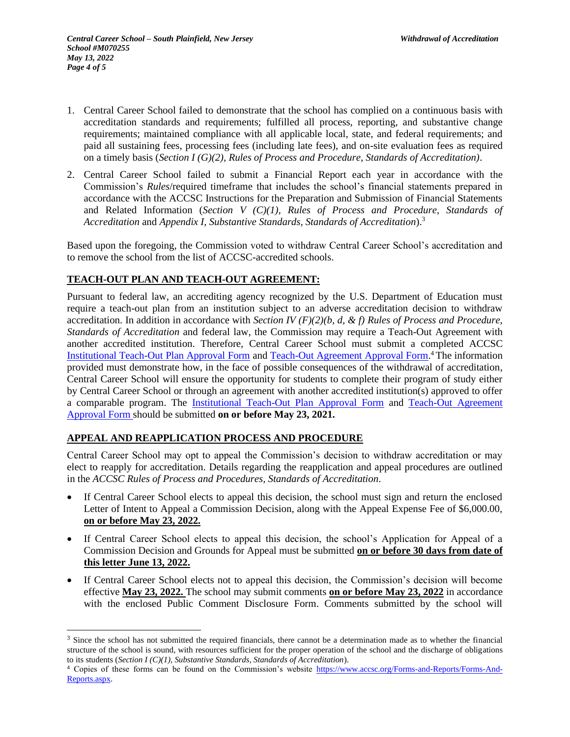1. Central Career School failed to demonstrate that the school has complied on a continuous basis with accreditation standards and requirements; fulfilled all process, reporting, and substantive change requirements; maintained compliance with all applicable local, state, and federal requirements; and paid all sustaining fees, processing fees (including late fees), and on-site evaluation fees as required on a timely basis (*Section I (G)(2), Rules of Process and Procedure, Standards of Accreditation)*.

2. Central Career School failed to submit a Financial Report each year in accordance with the Commission's *Rules*/required timeframe that includes the school's financial statements prepared in accordance with the ACCSC Instructions for the Preparation and Submission of Financial Statements and Related Information (*Section V (C)(1), Rules of Process and Procedure, Standards of Accreditation* and *Appendix I, Substantive Standards, Standards of Accreditation*).[3]

Based upon the foregoing, the Commission voted to withdraw Central Career School's accreditation and to remove the school from the list of ACCSC-accredited schools.

## TEACH-OUT PLAN AND TEACH-OUT AGREEMENT:

Pursuant to federal law, an accrediting agency recognized by the U.S. Department of Education must require a teach-out plan from an institution subject to an adverse accreditation decision to withdraw accreditation. In addition in accordance with *Section IV (F)(2)(b, d, & f) Rules of Process and Procedure, Standards of Accreditation* and federal law, the Commission may require a Teach-Out Agreement with another accredited institution. Therefore, Central Career School must submit a completed ACCSC Institutional Teach-Out Plan Approval Form and Teach-Out Agreement Approval Form.[4] The information provided must demonstrate how, in the face of possible consequences of the withdrawal of accreditation, Central Career School will ensure the opportunity for students to complete their program of study either by Central Career School or through an agreement with another accredited institution(s) approved to offer a comparable program. The Institutional Teach-Out Plan Approval Form and Teach-Out Agreement Approval Form should be submitted **on or before May 23, 2021.**

## APPEAL AND REAPPLICATION PROCESS AND PROCEDURE

Central Career School may opt to appeal the Commission's decision to withdraw accreditation or may elect to reapply for accreditation. Details regarding the reapplication and appeal procedures are outlined in the *ACCSC Rules of Process and Procedures, Standards of Accreditation*.

- If Central Career School elects to appeal this decision, the school must sign and return the enclosed Letter of Intent to Appeal a Commission Decision, along with the Appeal Expense Fee of $6,000.00, **on or before May 23, 2022.**
- If Central Career School elects to appeal this decision, the school's Application for Appeal of a Commission Decision and Grounds for Appeal must be submitted **on or before 30 days from date of this letter June 13, 2022.**
- If Central Career School elects not to appeal this decision, the Commission's decision will become effective **May 23, 2022.** The school may submit comments **on or before May 23, 2022** in accordance with the enclosed Public Comment Disclosure Form. Comments submitted by the school will

---

[3] Since the school has not submitted the required financials, there cannot be a determination made as to whether the financial structure of the school is sound, with resources sufficient for the proper operation of the school and the discharge of obligations to its students (*Section I (C)(1), Substantive Standards, Standards of Accreditation*).

[4] Copies of these forms can be found on the Commission's website https://www.accsc.org/Forms-and-Reports/Forms-And-Reports.aspx.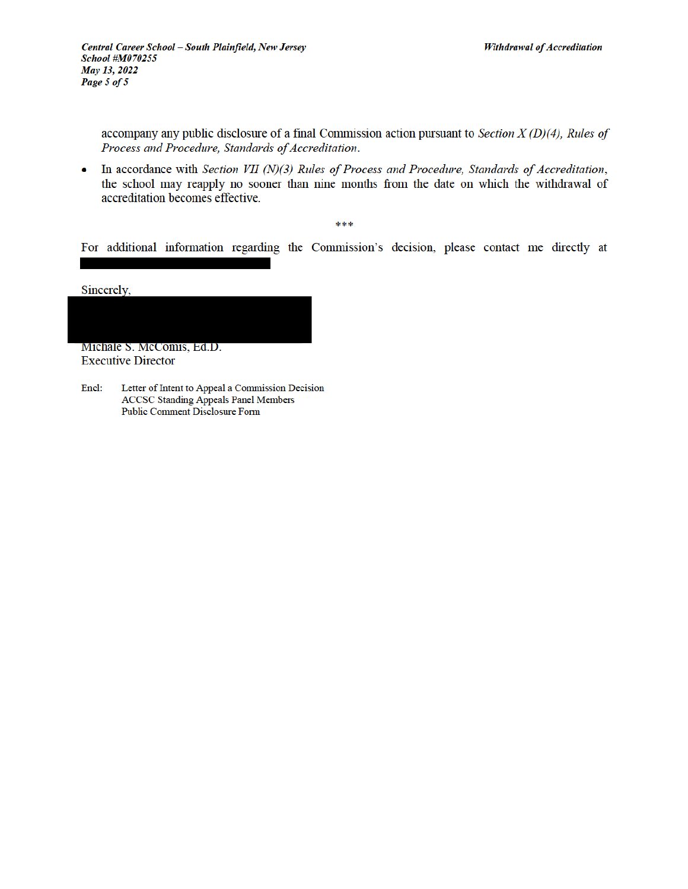accompany any public disclosure of a final Commission action pursuant to *Section X (D)(4), Rules of Process and Procedure, Standards of Accreditation*.

- In accordance with *Section VII (N)(3) Rules of Process and Procedure, Standards of Accreditation*, the school may reapply no sooner than nine months from the date on which the withdrawal of accreditation becomes effective.

***

For additional information regarding the Commission's decision, please contact me directly at

Sincerely,

Michale S. McComis, Ed.D.
Executive Director

Encl: Letter of Intent to Appeal a Commission Decision
ACCSC Standing Appeals Panel Members
Public Comment Disclosure Form